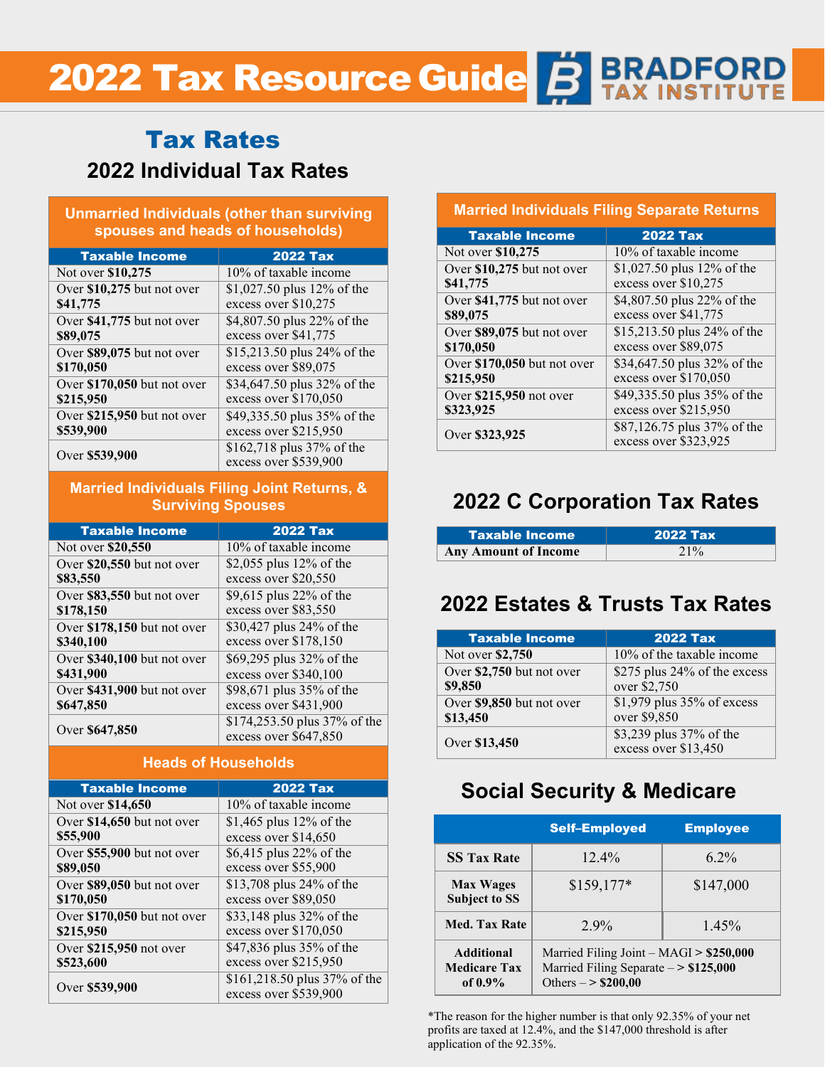# 2022 Tax Resource Guide

BRADFORD TAX INSTITUTE

## Tax Rates

### 2022 Individual Tax Rates

**Unmarried Individuals (other than surviving spouses and heads of households)**

| Taxable Income | 2022 Tax |
|---|---|
| Not over **$10,275** | 10% of taxable income |
| Over **$10,275** but not over **$41,775** | $1,027.50 plus 12% of the excess over $10,275 |
| Over **$41,775** but not over **$89,075** | $4,807.50 plus 22% of the excess over $41,775 |
| Over **$89,075** but not over **$170,050** | $15,213.50 plus 24% of the excess over $89,075 |
| Over **$170,050** but not over **$215,950** | $34,647.50 plus 32% of the excess over $170,050 |
| Over **$215,950** but not over **$539,900** | $49,335.50 plus 35% of the excess over $215,950 |
| Over **$539,900** | $162,718 plus 37% of the excess over $539,900 |

**Married Individuals Filing Joint Returns, & Surviving Spouses**

| Taxable Income | 2022 Tax |
|---|---|
| Not over **$20,550** | 10% of taxable income |
| Over **$20,550** but not over **$83,550** | $2,055 plus 12% of the excess over $20,550 |
| Over **$83,550** but not over **$178,150** | $9,615 plus 22% of the excess over $83,550 |
| Over **$178,150** but not over **$340,100** | $30,427 plus 24% of the excess over $178,150 |
| Over **$340,100** but not over **$431,900** | $69,295 plus 32% of the excess over $340,100 |
| Over **$431,900** but not over **$647,850** | $98,671 plus 35% of the excess over $431,900 |
| Over **$647,850** | $174,253.50 plus 37% of the excess over $647,850 |

**Heads of Households**

| Taxable Income | 2022 Tax |
|---|---|
| Not over **$14,650** | 10% of taxable income |
| Over **$14,650** but not over **$55,900** | $1,465 plus 12% of the excess over $14,650 |
| Over **$55,900** but not over **$89,050** | $6,415 plus 22% of the excess over $55,900 |
| Over **$89,050** but not over **$170,050** | $13,708 plus 24% of the excess over $89,050 |
| Over **$170,050** but not over **$215,950** | $33,148 plus 32% of the excess over $170,050 |
| Over **$215,950** not over **$523,600** | $47,836 plus 35% of the excess over $215,950 |
| Over **$539,900** | $161,218.50 plus 37% of the excess over $539,900 |

**Married Individuals Filing Separate Returns**

| Taxable Income | 2022 Tax |
|---|---|
| Not over **$10,275** | 10% of taxable income |
| Over **$10,275** but not over **$41,775** | $1,027.50 plus 12% of the excess over $10,275 |
| Over **$41,775** but not over **$89,075** | $4,807.50 plus 22% of the excess over $41,775 |
| Over **$89,075** but not over **$170,050** | $15,213.50 plus 24% of the excess over $89,075 |
| Over **$170,050** but not over **$215,950** | $34,647.50 plus 32% of the excess over $170,050 |
| Over **$215,950** not over **$323,925** | $49,335.50 plus 35% of the excess over $215,950 |
| Over **$323,925** | $87,126.75 plus 37% of the excess over $323,925 |

### 2022 C Corporation Tax Rates

| Taxable Income | 2022 Tax |
|---|---|
| **Any Amount of Income** | 21% |

### 2022 Estates & Trusts Tax Rates

| Taxable Income | 2022 Tax |
|---|---|
| Not over **$2,750** | 10% of the taxable income |
| Over **$2,750** but not over **$9,850** | $275 plus 24% of the excess over $2,750 |
| Over **$9,850** but not over **$13,450** | $1,979 plus 35% of excess over $9,850 |
| Over **$13,450** | $3,239 plus 37% of the excess over $13,450 |

### Social Security & Medicare

| | Self–Employed | Employee |
|---|---|---|
| **SS Tax Rate** | 12.4% | 6.2% |
| **Max Wages Subject to SS** | $159,177* | $147,000 |
| **Med. Tax Rate** | 2.9% | 1.45% |
| **Additional Medicare Tax of 0.9%** | Married Filing Joint – MAGI **> $250,000**<br>Married Filing Separate – **> $125,000**<br>Others – **> $200,00** | |

*The reason for the higher number is that only 92.35% of your net profits are taxed at 12.4%, and the $147,000 threshold is after application of the 92.35%.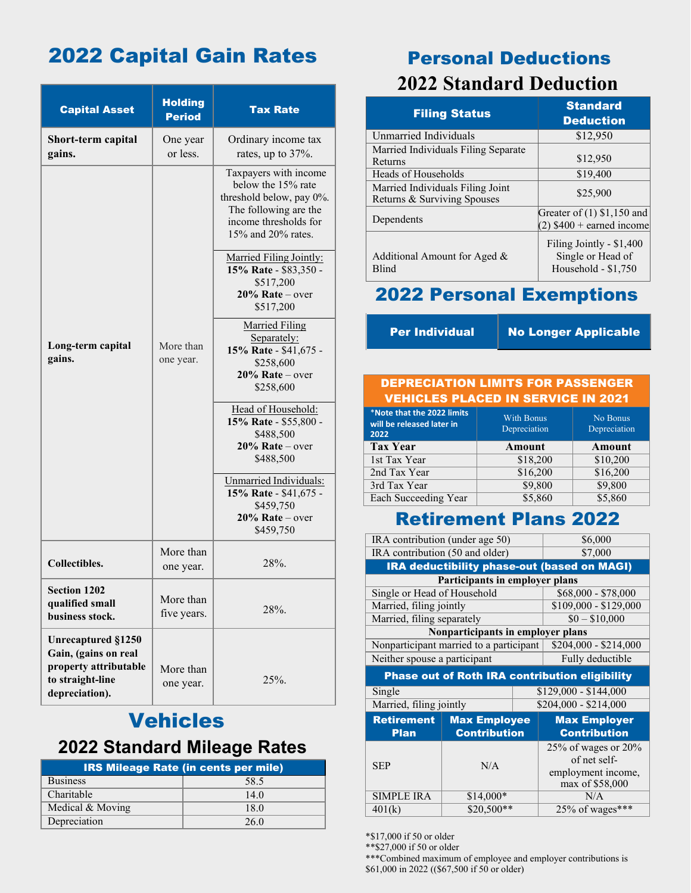# 2022 Capital Gain Rates

| Capital Asset | Holding Period | Tax Rate |
|---|---|---|
| **Short-term capital gains.** | One year or less. | Ordinary income tax rates, up to 37%. |
| **Long-term capital gains.** | More than one year. | Taxpayers with income below the 15% rate threshold below, pay 0%. The following are the income thresholds for 15% and 20% rates.<br>Married Filing Jointly: **15% Rate** - $83,350 - $517,200 **20% Rate** – over $517,200<br>Married Filing Separately: **15% Rate** - $41,675 - $258,600 **20% Rate** – over $258,600<br>Head of Household: **15% Rate** - $55,800 - $488,500 **20% Rate** – over $488,500<br>Unmarried Individuals: **15% Rate** - $41,675 - $459,750 **20% Rate** – over $459,750 |
| **Collectibles.** | More than one year. | 28%. |
| **Section 1202 qualified small business stock.** | More than five years. | 28%. |
| **Unrecaptured §1250 Gain, (gains on real property attributable to straight-line depreciation).** | More than one year. | 25%. |

# Vehicles

## 2022 Standard Mileage Rates

| IRS Mileage Rate (in cents per mile) | |
|---|---|
| Business | 58.5 |
| Charitable | 14.0 |
| Medical & Moving | 18.0 |
| Depreciation | 26.0 |

# Personal Deductions

## 2022 Standard Deduction

| Filing Status | Standard Deduction |
|---|---|
| Unmarried Individuals | $12,950 |
| Married Individuals Filing Separate Returns | $12,950 |
| Heads of Households | $19,400 |
| Married Individuals Filing Joint Returns & Surviving Spouses | $25,900 |
| Dependents | Greater of (1) $1,150 and (2) $400 + earned income |
| Additional Amount for Aged & Blind | Filing Jointly - $1,400<br>Single or Head of Household - $1,750 |

# 2022 Personal Exemptions

| Per Individual | No Longer Applicable |
|---|---|

## DEPRECIATION LIMITS FOR PASSENGER VEHICLES PLACED IN SERVICE IN 2021

| *Note that the 2022 limits will be released later in 2022 | With Bonus Depreciation | No Bonus Depreciation |
|---|---|---|
| **Tax Year** | **Amount** | **Amount** |
| 1st Tax Year | $18,200 | $10,200 |
| 2nd Tax Year | $16,200 | $16,200 |
| 3rd Tax Year | $9,800 | $9,800 |
| Each Succeeding Year | $5,860 | $5,860 |

# Retirement Plans 2022

| | |
|---|---|
| IRA contribution (under age 50) | $6,000 |
| IRA contribution (50 and older) | $7,000 |
| **IRA deductibility phase-out (based on MAGI)** | |
| **Participants in employer plans** | |
| Single or Head of Household | $68,000 - $78,000 |
| Married, filing jointly | $109,000 - $129,000 |
| Married, filing separately | $0 – $10,000 |
| **Nonparticipants in employer plans** | |
| Nonparticipant married to a participant | $204,000 - $214,000 |
| Neither spouse a participant | Fully deductible |
| **Phase out of Roth IRA contribution eligibility** | |
| Single | $129,000 - $144,000 |
| Married, filing jointly | $204,000 - $214,000 |

| Retirement Plan | Max Employee Contribution | Max Employer Contribution |
|---|---|---|
| SEP | N/A | 25% of wages or 20% of net self-employment income, max of $58,000 |
| SIMPLE IRA | $14,000* | N/A |
| 401(k) | $20,500** | 25% of wages*** |

*$17,000 if 50 or older
**$27,000 if 50 or older
***Combined maximum of employee and employer contributions is $61,000 in 2022 (($67,500 if 50 or older)